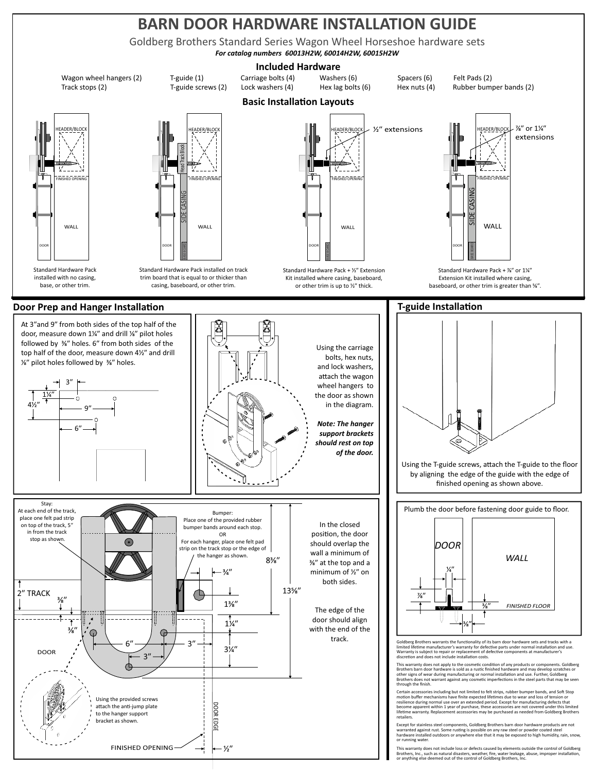# BARN DOOR HARDWARE INSTALLATION GUIDE

Goldberg Brothers Standard Series Wagon Wheel Horseshoe hardware sets

***For catalog numbers 60013H2W, 60014H2W, 60015H2W***

## Included Hardware

| | | | | | |
|---|---|---|---|---|---|
| Wagon wheel hangers (2) | T-guide (1) | Carriage bolts (4) | Washers (6) | Spacers (6) | Felt Pads (2) |
| Track stops (2) | T-guide screws (2) | Lock washers (4) | Hex lag bolts (6) | Hex nuts (4) | Rubber bumper bands (2) |

## Basic Installation Layouts

Standard Hardware Pack installed with no casing, base, or other trim.

Standard Hardware Pack installed on track trim board that is equal to or thicker than casing, baseboard, or other trim.

½″ extensions

Standard Hardware Pack + ½″ Extension Kit installed where casing, baseboard, or other trim is up to ½″ thick.

⅞″ or 1¼″ extensions

Standard Hardware Pack + ⅞″ or 1¼″ Extension Kit installed where casing, baseboard, or other trim is greater than ⅝″.

## Door Prep and Hanger Installation

At 3″and 9″ from both sides of the top half of the door, measure down 1¼″ and drill ⅛″ pilot holes followed by ⅜″ holes. 6″ from both sides of the top half of the door, measure down 4½″ and drill ⅛″ pilot holes followed by ⅜″ holes.

Using the carriage bolts, hex nuts, and lock washers, attach the wagon wheel hangers to the door as shown in the diagram.

***Note: The hanger support brackets should rest on top of the door.***

Stay: At each end of the track, place one felt pad strip on top of the track, 5″ in from the track stop as shown.

Bumper: Place one of the provided rubber bumper bands around each stop. OR For each hanger, place one felt pad strip on the track stop or the edge of the hanger as shown.

In the closed position, the door should overlap the wall a minimum of ⅜″ at the top and a minimum of ½″ on both sides.

The edge of the door should align with the end of the track.

Using the provided screws attach the anti-jump plate to the hanger support bracket as shown.

## T-guide Installation

Using the T-guide screws, attach the T-guide to the floor by aligning the edge of the guide with the edge of finished opening as shown above.

Plumb the door before fastening door guide to floor.

Goldberg Brothers warrants the functionality of its barn door hardware sets and tracks with a limited lifetime manufacturer's warranty for defective parts under normal installation and use. Warranty is subject to repair or replacement of defective components at manufacturer's discretion and does not include installation costs.

This warranty does not apply to the cosmetic condition of any products or components. Goldberg Brothers barn door hardware is sold as a rustic finished hardware and may develop scratches or other signs of wear during manufacturing or normal installation and use. Further, Goldberg Brothers does not warrant against any cosmetic imperfections in the steel parts that may be seen through the finish.

Certain accessories including but not limited to felt strips, rubber bumper bands, and Soft Stop motion buffer mechanisms have finite expected lifetimes due to wear and loss of tension or resilience during normal use over an extended period. Except for manufacturing defects that become apparent within 1 year of purchase, these accessories are not covered under this limited lifetime warranty. Replacement accessories may be purchased as needed from Goldberg Brothers retailers.

Except for stainless steel components, Goldberg Brothers barn door hardware products are not warranted against rust. Some rusting is possible on any raw steel or powder coated steel hardware installed outdoors or anywhere else that it may be exposed to high humidity, rain, snow, or running water.

This warranty does not include loss or defects caused by elements outside the control of Goldberg Brothers, Inc., such as natural disasters, weather, fire, water leakage, abuse, improper installation, or anything else deemed out of the control of Goldberg Brothers, Inc.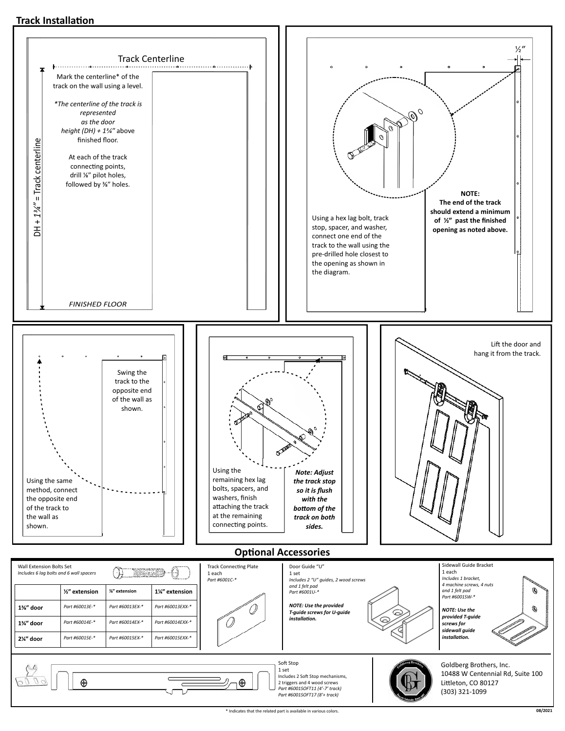## Track Installation

Track Centerline

Mark the centerline* of the track on the wall using a level.

*\*The centerline of the track is represented as the door height (DH) + 1¾" above finished floor.*

At each of the track connecting points, drill ⅛" pilot holes, followed by ⅜" holes.

DH + 1¾" = Track centerline

*FINISHED FLOOR*

½"

Using a hex lag bolt, track stop, spacer, and washer, connect one end of the track to the wall using the pre-drilled hole closest to the opening as shown in the diagram.

**NOTE: The end of the track should extend a minimum of ½" past the finished opening as noted above.**

Swing the track to the opposite end of the wall as shown.

Using the same method, connect the opposite end of the track to the wall as shown.

Using the remaining hex lag bolts, spacers, and washers, finish attaching the track at the remaining connecting points.

***Note: Adjust the track stop so it is flush with the bottom of the track on both sides.***

Lift the door and hang it from the track.

## Optional Accessories

Wall Extension Bolts Set
*Includes 6 lag bolts and 6 wall spacers*

| | ½" extension | ⅞" extension | 1¼" extension |
|---|---|---|---|
| 1⅜" door | *Part #60013E-\** | *Part #60013EX-\** | *Part #60013EXX-\** |
| 1¾" door | *Part #60014E-\** | *Part #60014EX-\** | *Part #60014EXX-\** |
| 2¼" door | *Part #60015E-\** | *Part #60015EX-\** | *Part #60015EXX-\** |

Track Connecting Plate
1 each
*Part #6001C-\**

Door Guide "U"
1 set
*Includes 2 "U" guides, 2 wood screws and 1 felt pad*
*Part #6001U-\**

***NOTE: Use the provided T-guide screws for U-guide installation.***

Sidewall Guide Bracket
1 each
*Includes 1 bracket, 4 machine screws, 4 nuts and 1 felt pad*
*Part #6001SW-\**

***NOTE: Use the provided T-guide screws for sidewall guide installation.***

Soft Stop
1 set
Includes 2 Soft Stop mechanisms, 2 triggers and 4 wood screws
*Part #6001SOFT11 (4'-7' track)*
*Part #6001SOFT17 (8'+ track)*

Goldberg Brothers, Inc.
10488 W Centennial Rd, Suite 100
Littleton, CO 80127
(303) 321-1099

\* Indicates that the related part is available in various colors.

08/2021